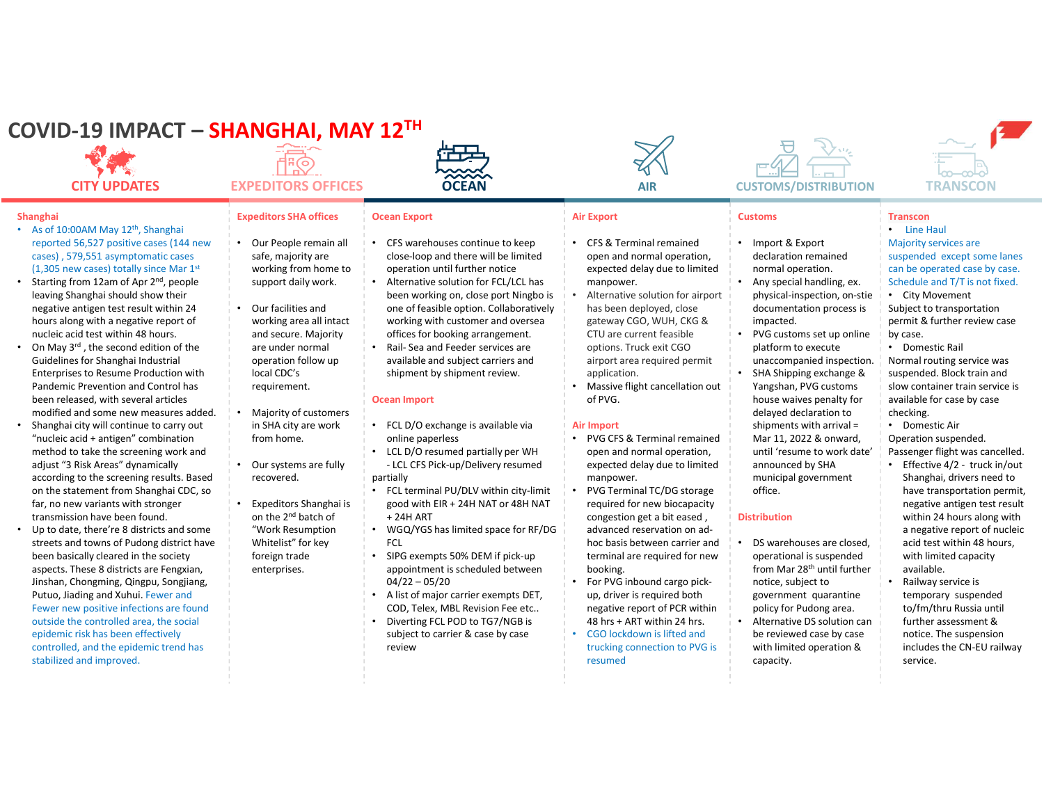# COVID-19 IMPACT – SHANGHAI, MAY 12TH

## CITY UPDATES

### Shanghai

- As of 10:00AM May 12th, Shanghai reported 56,527 positive cases (144 new cases), 579,551 asymptomatic cases (1,305 new cases) totally since Mar 1st
- Starting from 12am of Apr 2nd, people leaving Shanghai should show their negative antigen test result within 24 hours along with a negative report of nucleic acid test within 48 hours.
- On May 3rd, the second edition of the Guidelines for Shanghai Industrial Enterprises to Resume Production with Pandemic Prevention and Control has been released, with several articles modified and some new measures added.
- Shanghai city will continue to carry out "nucleic acid + antigen" combination method to take the screening work and adjust "3 Risk Areas" dynamically according to the screening results. Based on the statement from Shanghai CDC, so far, no new variants with stronger transmission have been found.
- Up to date, there're 8 districts and some streets and towns of Pudong district have been basically cleared in the society aspects. These 8 districts are Fengxian, Jinshan, Chongming, Qingpu, Songjiang, Putuo, Jiading and Xuhui. Fewer and Fewer new positive infections are found outside the controlled area, the social epidemic risk has been effectively controlled, and the epidemic trend has stabilized and improved.

## EXPEDITORS OFFICES

### Expeditors SHA offices

- Our People remain all safe, majority are working from home to support daily work.
- Our facilities and working area all intact and secure. Majority are under normal operation follow up local CDC's requirement.
- Majority of customers in SHA city are work from home.
- Our systems are fully recovered.
- Expeditors Shanghai is on the 2nd batch of "Work Resumption Whitelist" for key foreign trade enterprises.

## OCEAN

### Ocean Export

- CFS warehouses continue to keep close-loop and there will be limited operation until further notice
- Alternative solution for FCL/LCL has been working on, close port Ningbo is one of feasible option. Collaboratively working with customer and oversea offices for booking arrangement.
- Rail- Sea and Feeder services are available and subject carriers and shipment by shipment review.

### Ocean Import

- FCL D/O exchange is available via online paperless
- LCL D/O resumed partially per WH
  - LCL CFS Pick-up/Delivery resumed partially
- FCL terminal PU/DLV within city-limit good with EIR + 24H NAT or 48H NAT + 24H ART
- WGQ/YGS has limited space for RF/DG FCL
- SIPG exempts 50% DEM if pick-up appointment is scheduled between 04/22 – 05/20
- A list of major carrier exempts DET, COD, Telex, MBL Revision Fee etc..
- Diverting FCL POD to TG7/NGB is subject to carrier & case by case review

## AIR

### Air Export

- CFS & Terminal remained open and normal operation, expected delay due to limited manpower.
- Alternative solution for airport has been deployed, close gateway CGO, WUH, CKG & CTU are current feasible options. Truck exit CGO airport area required permit application.
- Massive flight cancellation out of PVG.

### Air Import

- PVG CFS & Terminal remained open and normal operation, expected delay due to limited manpower.
- PVG Terminal TC/DG storage required for new biocapacity congestion get a bit eased , advanced reservation on ad-hoc basis between carrier and terminal are required for new booking.
- For PVG inbound cargo pick-up, driver is required both negative report of PCR within 48 hrs + ART within 24 hrs.
- CGO lockdown is lifted and trucking connection to PVG is resumed

## CUSTOMS/DISTRIBUTION

### Customs

- Import & Export declaration remained normal operation.
- Any special handling, ex. physical-inspection, on-stie documentation process is impacted.
- PVG customs set up online platform to execute unaccompanied inspection.
- SHA Shipping exchange & Yangshan, PVG customs house waives penalty for delayed declaration to shipments with arrival = Mar 11, 2022 & onward, until 'resume to work date' announced by SHA municipal government office.

### Distribution

- DS warehouses are closed, operational is suspended from Mar 28th until further notice, subject to government quarantine policy for Pudong area.
- Alternative DS solution can be reviewed case by case with limited operation & capacity.

## TRANSCON

### Transcon

- Line Haul

Majority services are suspended except some lanes can be operated case by case. Schedule and T/T is not fixed.

- City Movement

Subject to transportation permit & further review case by case.

- Domestic Rail

Normal routing service was suspended. Block train and slow container train service is available for case by case checking.

- Domestic Air

Operation suspended. Passenger flight was cancelled.

- Effective 4/2 - truck in/out Shanghai, drivers need to have transportation permit, negative antigen test result within 24 hours along with a negative report of nucleic acid test within 48 hours, with limited capacity available.
- Railway service is temporary suspended to/fm/thru Russia until further assessment & notice. The suspension includes the CN-EU railway service.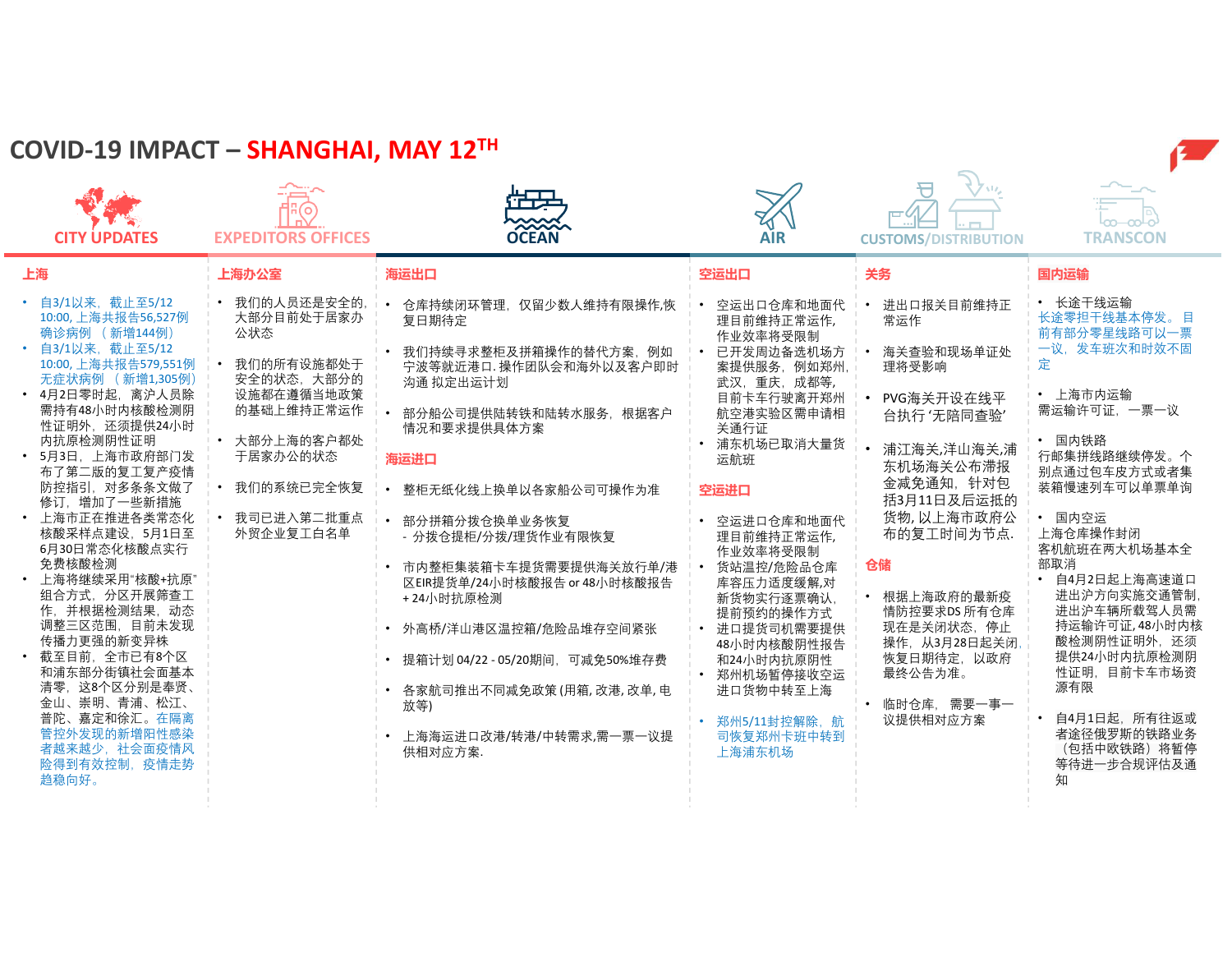# COVID-19 IMPACT – SHANGHAI, MAY 12TH

## CITY UPDATES

### 上海

- 自3/1以来，截止至5/12 10:00, 上海共报告56,527例确诊病例 （新增144例）
- 自3/1以来，截止至5/12 10:00, 上海共报告579,551例无症状病例 （新增1,305例）
- 4月2日零时起，离沪人员除需持有48小时内核酸检测阴性证明外，还须提供24小时内抗原检测阴性证明
- 5月3日，上海市政府部门发布了第二版的复工复产疫情防控指引，对多条条文做了修订，增加了一些新措施
- 上海市正在推进各类常态化核酸采样点建设，5月1日至6月30日常态化核酸点实行免费核酸检测
- 上海将继续采用"核酸+抗原"组合方式，分区开展筛查工作，并根据检测结果，动态调整三区范围，目前未发现传播力更强的新变异株
- 截至目前，全市已有8个区和浦东部分街镇社会面基本清零，这8个区分别是奉贤、金山、崇明、青浦、松江、普陀、嘉定和徐汇。在隔离管控外发现的新增阳性感染者越来越少，社会面疫情风险得到有效控制，疫情走势趋稳向好。

## EXPEDITORS OFFICES

### 上海办公室

- 我们的人员还是安全的，大部分目前处于居家办公状态
- 我们的所有设施都处于安全的状态，大部分的设施都在遵循当地政策的基础上维持正常运作
- 大部分上海的客户都处于居家办公的状态
- 我们的系统已完全恢复
- 我司已进入第二批重点外贸企业复工白名单

## OCEAN

### 海运出口

- 仓库持续闭环管理，仅留少数人维持有限操作,恢复日期待定
- 我们持续寻求整柜及拼箱操作的替代方案，例如宁波等就近港口. 操作团队会和海外以及客户即时沟通 拟定出运计划
- 部分船公司提供陆转铁和陆转水服务，根据客户情况和要求提供具体方案

### 海运进口

- 整柜无纸化线上换单以各家船公司可操作为准
- 部分拼箱分拨仓换单业务恢复
  - 分拨仓提柜/分拨/理货作业有限恢复
- 市内整柜集装箱卡车提货需要提供海关放行单/港区EIR提货单/24小时核酸报告 or 48小时核酸报告 + 24小时抗原检测
- 外高桥/洋山港区温控箱/危险品堆存空间紧张
- 提箱计划 04/22 - 05/20期间，可减免50%堆存费
- 各家航司推出不同减免政策 (用箱, 改港, 改单, 电放等)
- 上海海运进口改港/转港/中转需求,需一票一议提供相对应方案.

## AIR

### 空运出口

- 空运出口仓库和地面代理目前维持正常运作，作业效率将受限制
- 已开发周边备选机场方案提供服务，例如郑州，武汉，重庆，成都等，目前卡车行驶离开郑州航空港实验区需申请相关通行证
- 浦东机场已取消大量货运航班

### 空运进口

- 空运进口仓库和地面代理目前维持正常运作，作业效率将受限制
- 货站温控/危险品仓库库容压力适度缓解,对新货物实行逐票确认，提前预约的操作方式
- 进口提货司机需要提供48小时内核酸阴性报告和24小时内抗原阴性
- 郑州机场暂停接收空运进口货物中转至上海
- 郑州5/11封控解除，航司恢复郑州卡班中转到上海浦东机场

## CUSTOMS/DISTRIBUTION

### 关务

- 进出口报关目前维持正常运作
- 海关查验和现场单证处理将受影响
- PVG海关开设在线平台执行'无陪同查验'
- 浦江海关,洋山海关,浦东机场海关公布滞报金减免通知，针对包括3月11日及后运抵的货物, 以上海市政府公布的复工时间为节点.

### 仓储

- 根据上海政府的最新疫情防控要求DS 所有仓库现在是关闭状态，停止操作，从3月28日起关闭，恢复日期待定，以政府最终公告为准。
- 临时仓库，需要一事一议提供相应方案

## TRANSCON

### 国内运输

- 长途干线运输

长途零担干线基本停发。目前有部分零星线路可以一票一议，发车班次和时效不固定

- 上海市内运输

需运输许可证，一票一议

- 国内铁路

行邮集拼线路继续停发。个别点通过包车皮方式或者集装箱慢速列车可以单票单询

- 国内空运

上海仓库操作封闭
客机航班在两大机场基本全部取消

- 自4月2日起上海高速道口进出沪方向实施交通管制，进出沪车辆所载驾人员需持运输许可证，48小时内核酸检测阴性证明外，还须提供24小时内抗原检测阴性证明，目前卡车市场资源有限
- 自4月1日起，所有往返或者途径俄罗斯的铁路业务（包括中欧铁路）将暂停等待进一步合规评估及通知